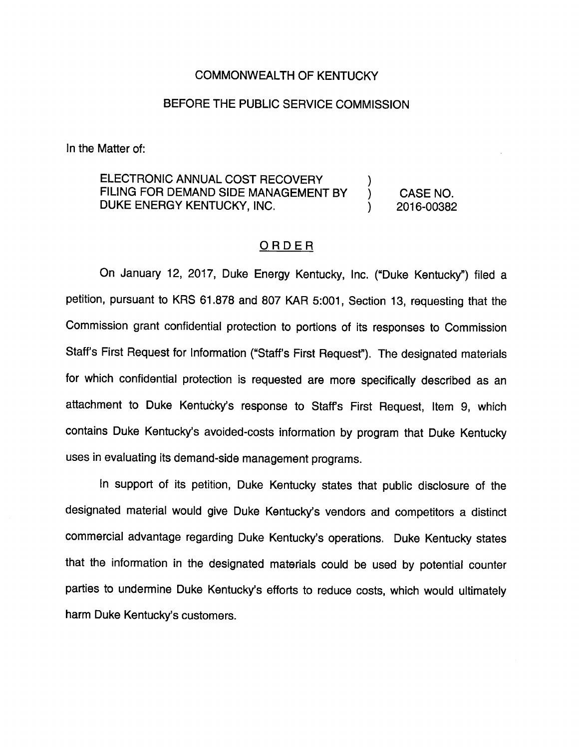COMMONWEALTH OF KENTUCKY

BEFORE THE PUBLIC SERVICE COMMISSION

In the Matter of:

| | | |
|---|---|---|
| ELECTRONIC ANNUAL COST RECOVERY FILING FOR DEMAND SIDE MANAGEMENT BY DUKE ENERGY KENTUCKY, INC. | ) ) ) | CASE NO. 2016-00382 |

ORDER

On January 12, 2017, Duke Energy Kentucky, Inc. ("Duke Kentucky") filed a petition, pursuant to KRS 61.878 and 807 KAR 5:001, Section 13, requesting that the Commission grant confidential protection to portions of its responses to Commission Staff's First Request for Information ("Staff's First Request"). The designated materials for which confidential protection is requested are more specifically described as an attachment to Duke Kentucky's response to Staff's First Request, Item 9, which contains Duke Kentucky's avoided-costs information by program that Duke Kentucky uses in evaluating its demand-side management programs.

In support of its petition, Duke Kentucky states that public disclosure of the designated material would give Duke Kentucky's vendors and competitors a distinct commercial advantage regarding Duke Kentucky's operations. Duke Kentucky states that the information in the designated materials could be used by potential counter parties to undermine Duke Kentucky's efforts to reduce costs, which would ultimately harm Duke Kentucky's customers.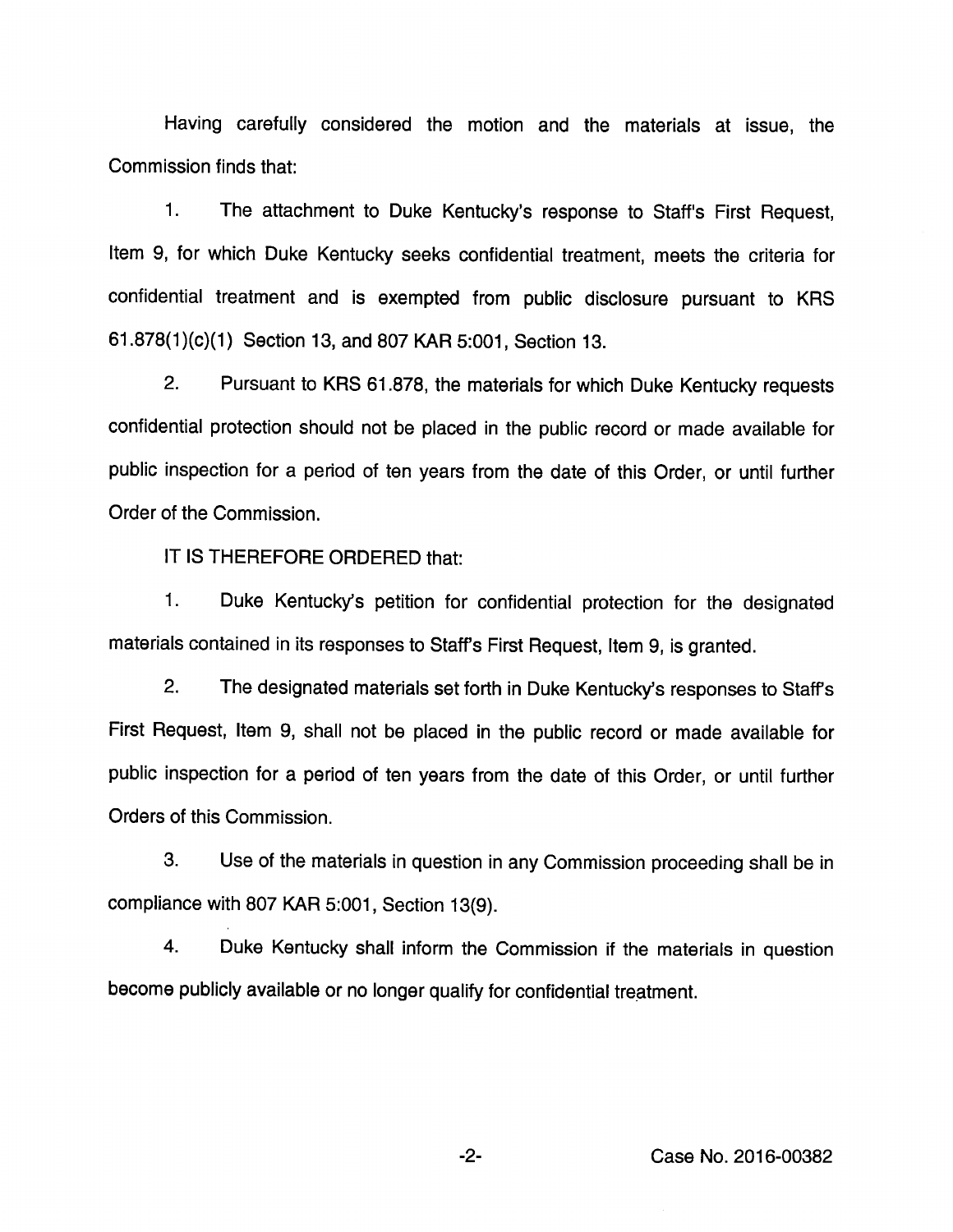Having carefully considered the motion and the materials at issue, the Commission finds that:

1. The attachment to Duke Kentucky's response to Staff's First Request, Item 9, for which Duke Kentucky seeks confidential treatment, meets the criteria for confidential treatment and is exempted from public disclosure pursuant to KRS 61.878(1)(c)(1) Section 13, and 807 KAR 5:001, Section 13.

2. Pursuant to KRS 61.878, the materials for which Duke Kentucky requests confidential protection should not be placed in the public record or made available for public inspection for a period of ten years from the date of this Order, or until further Order of the Commission.

IT IS THEREFORE ORDERED that:

1. Duke Kentucky's petition for confidential protection for the designated materials contained in its responses to Staff's First Request, Item 9, is granted.

2. The designated materials set forth in Duke Kentucky's responses to Staff's First Request, Item 9, shall not be placed in the public record or made available for public inspection for a period of ten years from the date of this Order, or until further Orders of this Commission.

3. Use of the materials in question in any Commission proceeding shall be in compliance with 807 KAR 5:001, Section 13(9).

4. Duke Kentucky shall inform the Commission if the materials in question become publicly available or no longer qualify for confidential treatment.

Case No. 2016-00382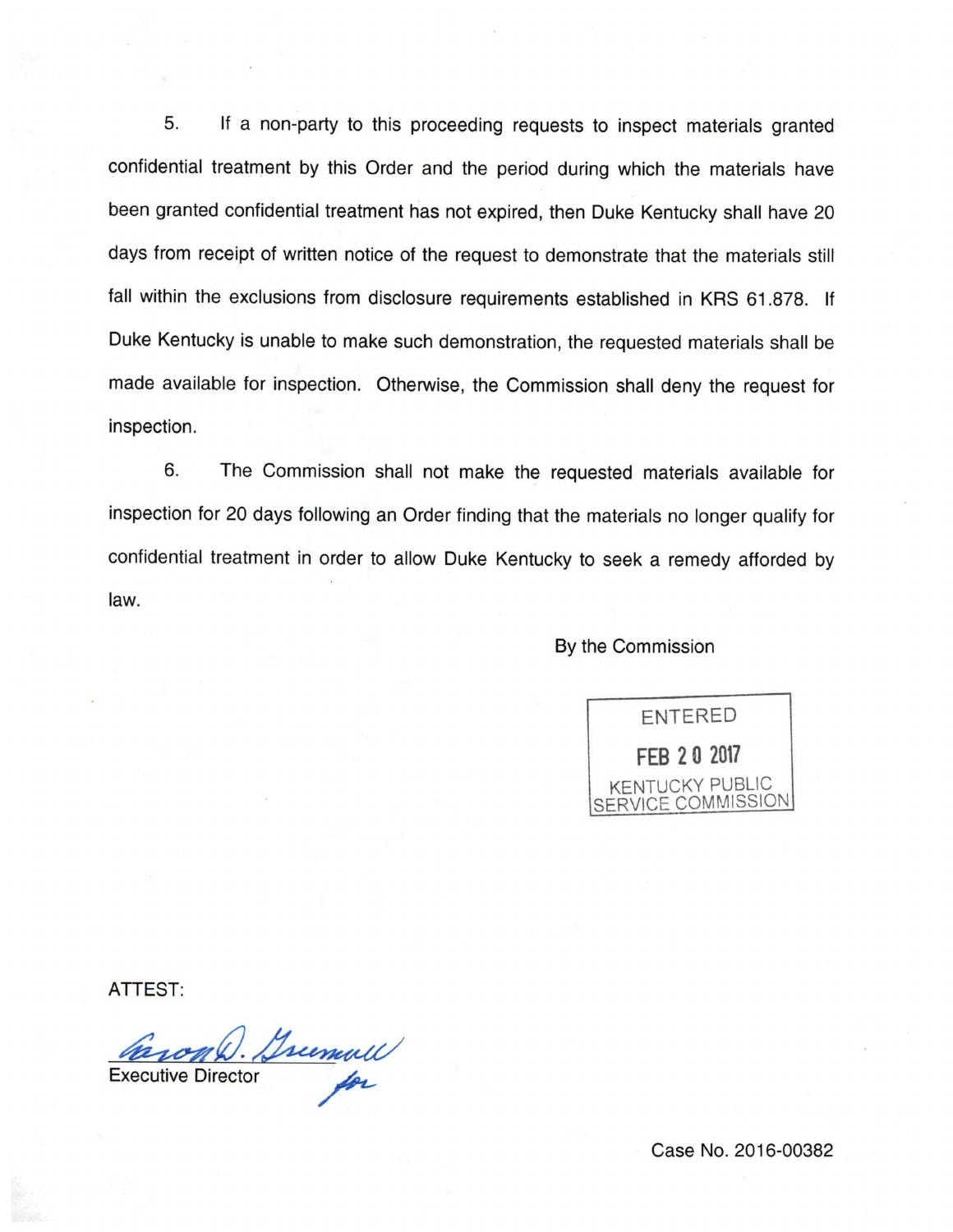5. If a non-party to this proceeding requests to inspect materials granted confidential treatment by this Order and the period during which the materials have been granted confidential treatment has not expired, then Duke Kentucky shall have 20 days from receipt of written notice of the request to demonstrate that the materials still fall within the exclusions from disclosure requirements established in KRS 61.878. If Duke Kentucky is unable to make such demonstration, the requested materials shall be made available for inspection. Otherwise, the Commission shall deny the request for inspection.

6. The Commission shall not make the requested materials available for inspection for 20 days following an Order finding that the materials no longer qualify for confidential treatment in order to allow Duke Kentucky to seek a remedy afforded by law.

By the Commission

ENTERED
FEB 20 2017
KENTUCKY PUBLIC SERVICE COMMISSION

ATTEST:

Aaron D. Greenwell *for*
Executive Director

Case No. 2016-00382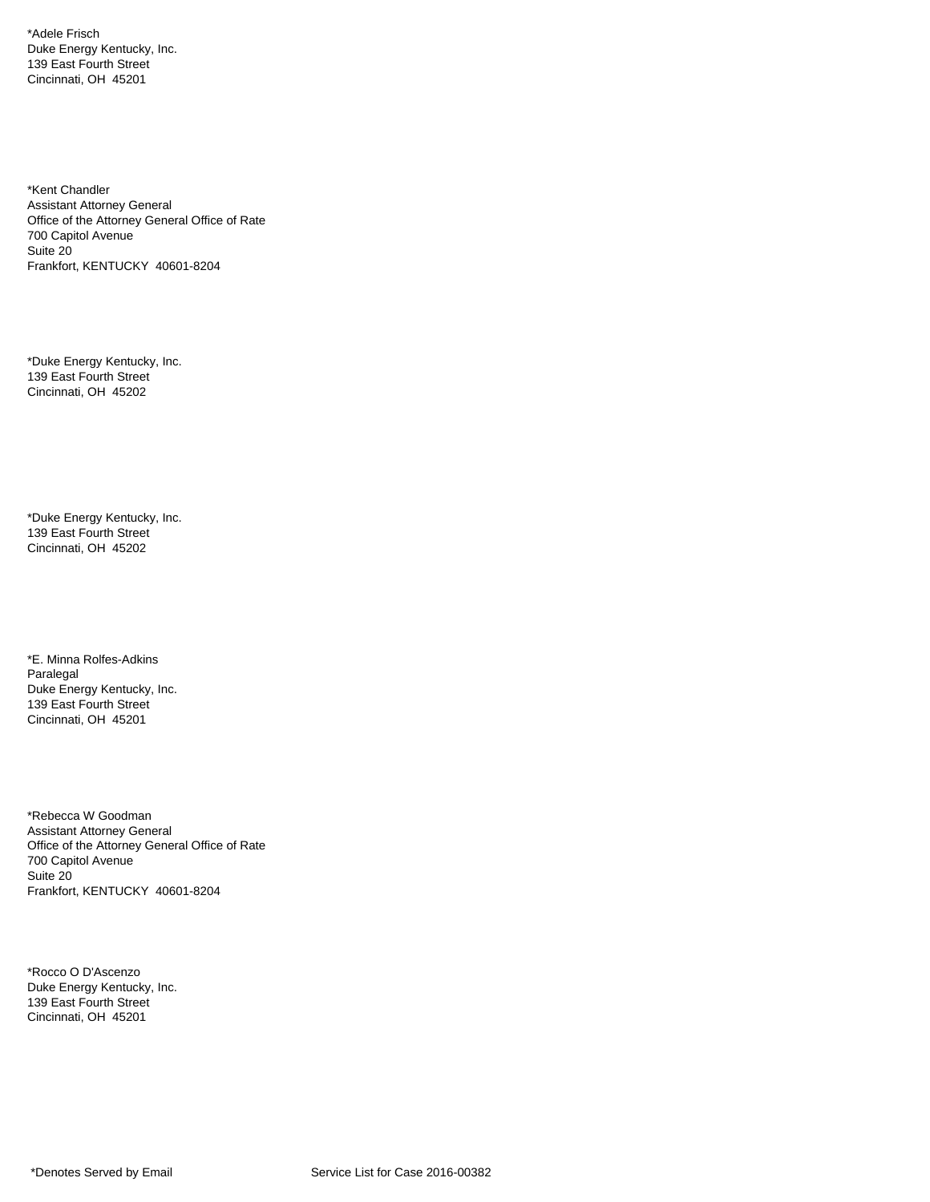*Adele Frisch
Duke Energy Kentucky, Inc.
139 East Fourth Street
Cincinnati, OH  45201

*Kent Chandler
Assistant Attorney General
Office of the Attorney General Office of Rate
700 Capitol Avenue
Suite 20
Frankfort, KENTUCKY  40601-8204

*Duke Energy Kentucky, Inc.
139 East Fourth Street
Cincinnati, OH  45202

*Duke Energy Kentucky, Inc.
139 East Fourth Street
Cincinnati, OH  45202

*E. Minna Rolfes-Adkins
Paralegal
Duke Energy Kentucky, Inc.
139 East Fourth Street
Cincinnati, OH  45201

*Rebecca W Goodman
Assistant Attorney General
Office of the Attorney General Office of Rate
700 Capitol Avenue
Suite 20
Frankfort, KENTUCKY  40601-8204

*Rocco O D'Ascenzo
Duke Energy Kentucky, Inc.
139 East Fourth Street
Cincinnati, OH  45201

*Denotes Served by Email

Service List for Case 2016-00382